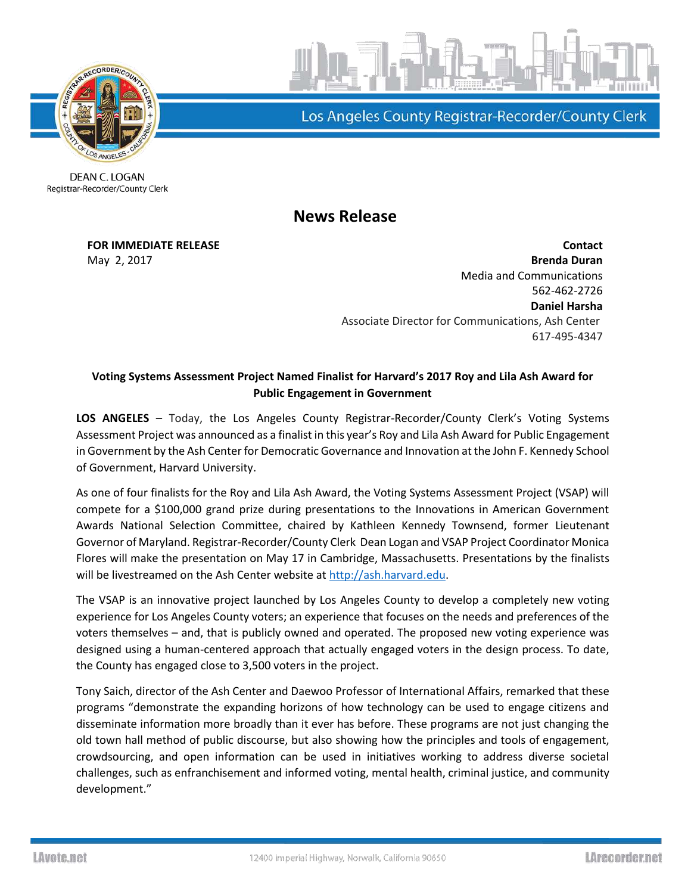Los Angeles County Registrar-Recorder/County Clerk

DEAN C. LOGAN
Registrar-Recorder/County Clerk

# News Release

**FOR IMMEDIATE RELEASE**
May 2, 2017

**Contact**
**Brenda Duran**
Media and Communications
562-462-2726
**Daniel Harsha**
Associate Director for Communications, Ash Center
617-495-4347

## Voting Systems Assessment Project Named Finalist for Harvard's 2017 Roy and Lila Ash Award for Public Engagement in Government

**LOS ANGELES** – Today, the Los Angeles County Registrar-Recorder/County Clerk's Voting Systems Assessment Project was announced as a finalist in this year's Roy and Lila Ash Award for Public Engagement in Government by the Ash Center for Democratic Governance and Innovation at the John F. Kennedy School of Government, Harvard University.

As one of four finalists for the Roy and Lila Ash Award, the Voting Systems Assessment Project (VSAP) will compete for a $100,000 grand prize during presentations to the Innovations in American Government Awards National Selection Committee, chaired by Kathleen Kennedy Townsend, former Lieutenant Governor of Maryland. Registrar-Recorder/County Clerk Dean Logan and VSAP Project Coordinator Monica Flores will make the presentation on May 17 in Cambridge, Massachusetts. Presentations by the finalists will be livestreamed on the Ash Center website at http://ash.harvard.edu.

The VSAP is an innovative project launched by Los Angeles County to develop a completely new voting experience for Los Angeles County voters; an experience that focuses on the needs and preferences of the voters themselves – and, that is publicly owned and operated. The proposed new voting experience was designed using a human-centered approach that actually engaged voters in the design process. To date, the County has engaged close to 3,500 voters in the project.

Tony Saich, director of the Ash Center and Daewoo Professor of International Affairs, remarked that these programs "demonstrate the expanding horizons of how technology can be used to engage citizens and disseminate information more broadly than it ever has before. These programs are not just changing the old town hall method of public discourse, but also showing how the principles and tools of engagement, crowdsourcing, and open information can be used in initiatives working to address diverse societal challenges, such as enfranchisement and informed voting, mental health, criminal justice, and community development."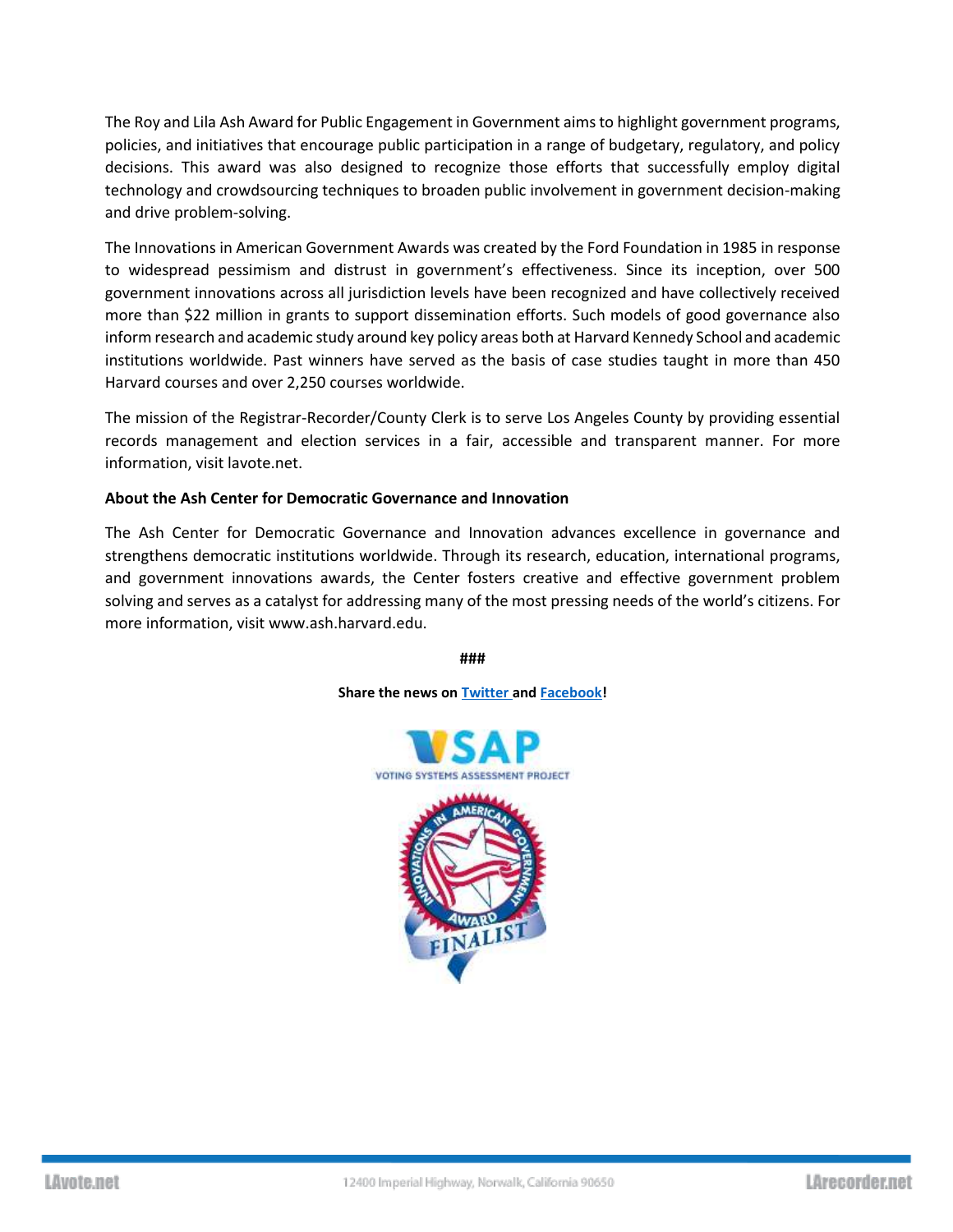The Roy and Lila Ash Award for Public Engagement in Government aims to highlight government programs, policies, and initiatives that encourage public participation in a range of budgetary, regulatory, and policy decisions. This award was also designed to recognize those efforts that successfully employ digital technology and crowdsourcing techniques to broaden public involvement in government decision-making and drive problem-solving.

The Innovations in American Government Awards was created by the Ford Foundation in 1985 in response to widespread pessimism and distrust in government's effectiveness. Since its inception, over 500 government innovations across all jurisdiction levels have been recognized and have collectively received more than $22 million in grants to support dissemination efforts. Such models of good governance also inform research and academic study around key policy areas both at Harvard Kennedy School and academic institutions worldwide. Past winners have served as the basis of case studies taught in more than 450 Harvard courses and over 2,250 courses worldwide.

The mission of the Registrar-Recorder/County Clerk is to serve Los Angeles County by providing essential records management and election services in a fair, accessible and transparent manner. For more information, visit lavote.net.

**About the Ash Center for Democratic Governance and Innovation**

The Ash Center for Democratic Governance and Innovation advances excellence in governance and strengthens democratic institutions worldwide. Through its research, education, international programs, and government innovations awards, the Center fosters creative and effective government problem solving and serves as a catalyst for addressing many of the most pressing needs of the world's citizens. For more information, visit www.ash.harvard.edu.

**###**

**Share the news on Twitter and Facebook!**

VSAP

VOTING SYSTEMS ASSESSMENT PROJECT

INNOVATIONS IN AMERICAN GOVERNMENT AWARD FINALIST